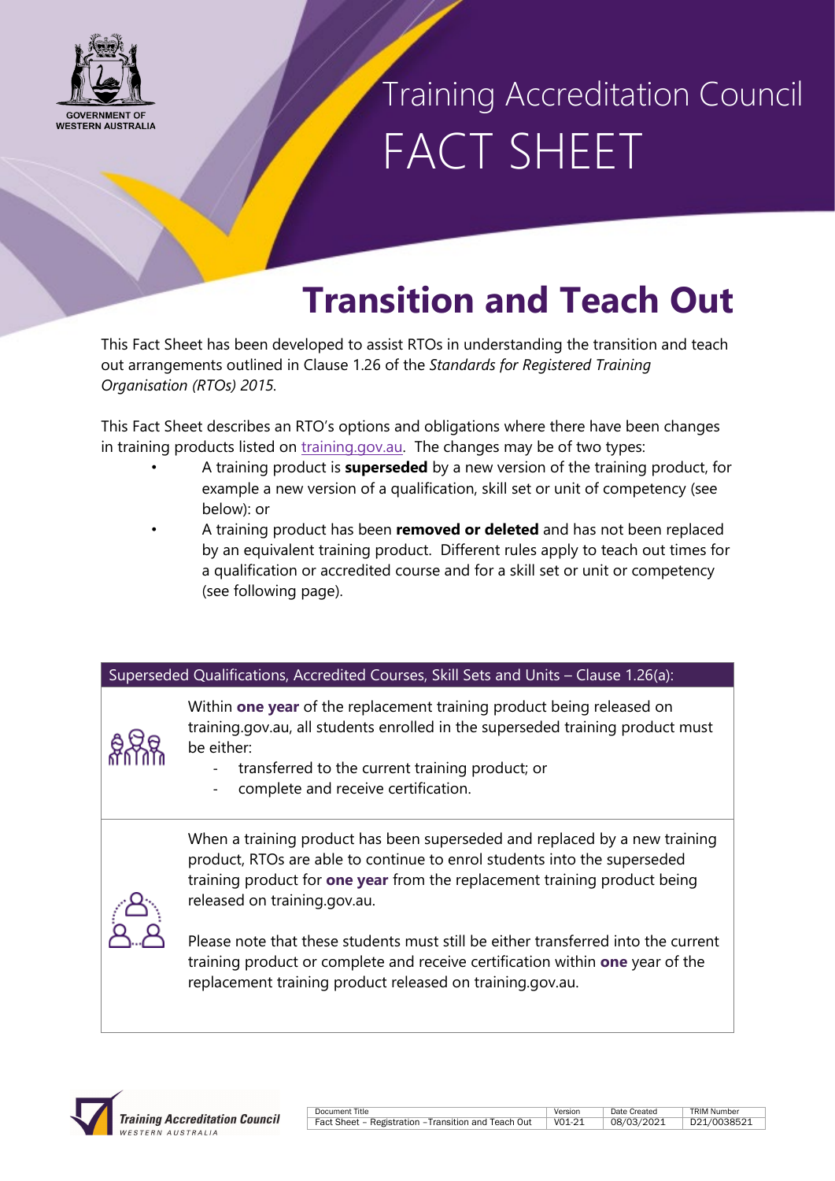Training Accreditation Council

FACT SHEET

# Transition and Teach Out

This Fact Sheet has been developed to assist RTOs in understanding the transition and teach out arrangements outlined in Clause 1.26 of the *Standards for Registered Training Organisation (RTOs) 2015.*

This Fact Sheet describes an RTO's options and obligations where there have been changes in training products listed on training.gov.au. The changes may be of two types:

- A training product is **superseded** by a new version of the training product, for example a new version of a qualification, skill set or unit of competency (see below): or
- A training product has been **removed or deleted** and has not been replaced by an equivalent training product. Different rules apply to teach out times for a qualification or accredited course and for a skill set or unit or competency (see following page).

## Superseded Qualifications, Accredited Courses, Skill Sets and Units – Clause 1.26(a):

Within **one year** of the replacement training product being released on training.gov.au, all students enrolled in the superseded training product must be either:

- transferred to the current training product; or
- complete and receive certification.

When a training product has been superseded and replaced by a new training product, RTOs are able to continue to enrol students into the superseded training product for **one year** from the replacement training product being released on training.gov.au.

Please note that these students must still be either transferred into the current training product or complete and receive certification within **one** year of the replacement training product released on training.gov.au.

| Document Title | Version | Date Created | TRIM Number |
| --- | --- | --- | --- |
| Fact Sheet – Registration –Transition and Teach Out | V01-21 | 08/03/2021 | D21/0038521 |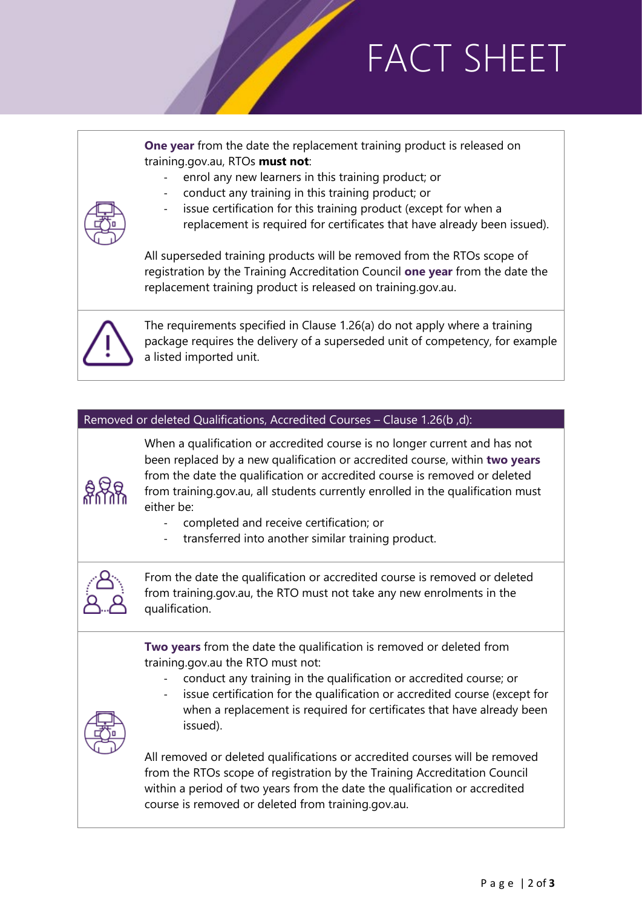**One year** from the date the replacement training product is released on training.gov.au, RTOs **must not**:

- enrol any new learners in this training product; or
- conduct any training in this training product; or
- issue certification for this training product (except for when a replacement is required for certificates that have already been issued).

All superseded training products will be removed from the RTOs scope of registration by the Training Accreditation Council **one year** from the date the replacement training product is released on training.gov.au.

The requirements specified in Clause 1.26(a) do not apply where a training package requires the delivery of a superseded unit of competency, for example a listed imported unit.

## Removed or deleted Qualifications, Accredited Courses – Clause 1.26(b ,d):

When a qualification or accredited course is no longer current and has not been replaced by a new qualification or accredited course, within **two years** from the date the qualification or accredited course is removed or deleted from training.gov.au, all students currently enrolled in the qualification must either be:

- completed and receive certification; or
- transferred into another similar training product.

From the date the qualification or accredited course is removed or deleted from training.gov.au, the RTO must not take any new enrolments in the qualification.

**Two years** from the date the qualification is removed or deleted from training.gov.au the RTO must not:

- conduct any training in the qualification or accredited course; or
- issue certification for the qualification or accredited course (except for when a replacement is required for certificates that have already been issued).

All removed or deleted qualifications or accredited courses will be removed from the RTOs scope of registration by the Training Accreditation Council within a period of two years from the date the qualification or accredited course is removed or deleted from training.gov.au.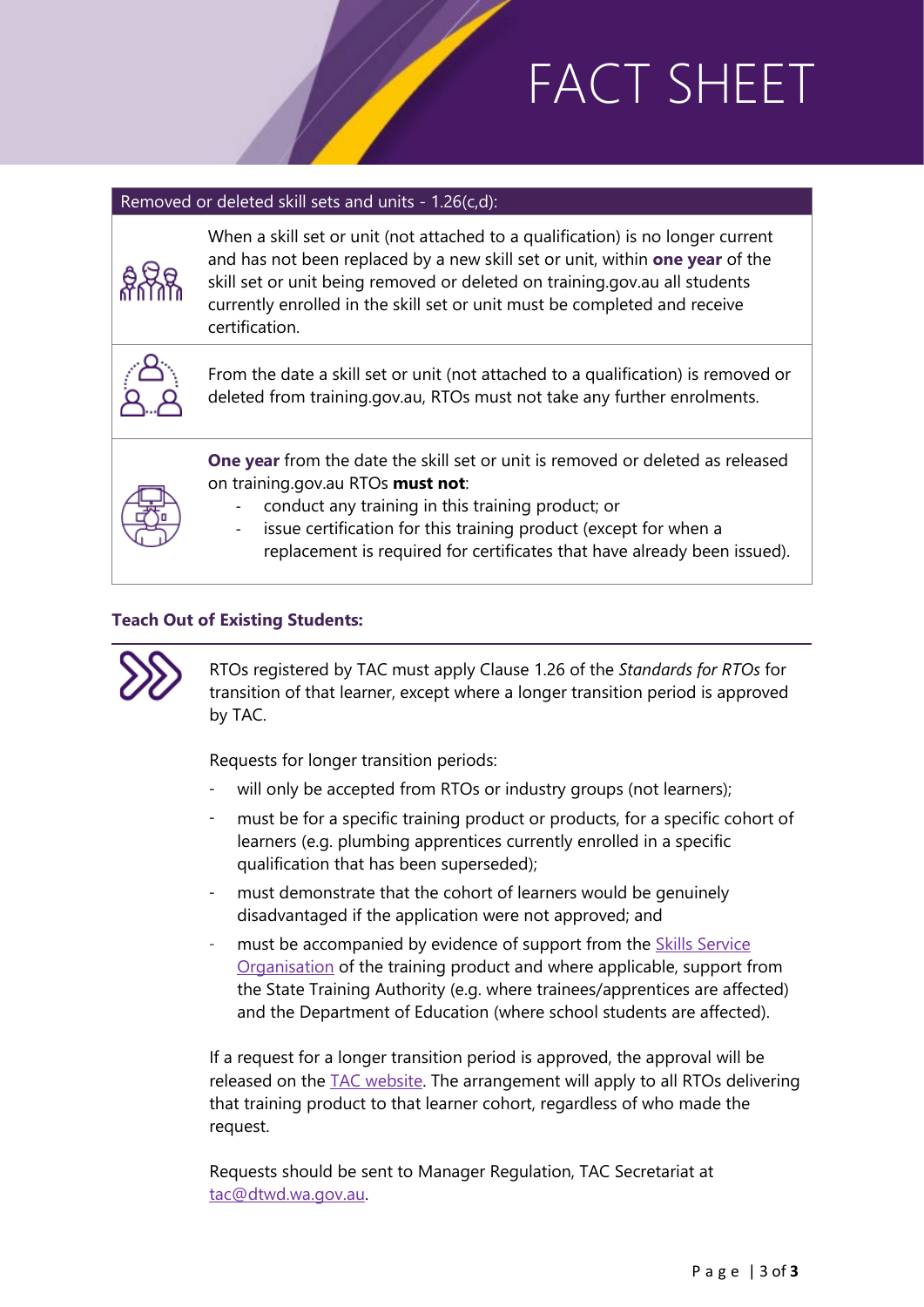# FACT SHEET

## Removed or deleted skill sets and units - 1.26(c,d):

When a skill set or unit (not attached to a qualification) is no longer current and has not been replaced by a new skill set or unit, within **one year** of the skill set or unit being removed or deleted on training.gov.au all students currently enrolled in the skill set or unit must be completed and receive certification.

From the date a skill set or unit (not attached to a qualification) is removed or deleted from training.gov.au, RTOs must not take any further enrolments.

**One year** from the date the skill set or unit is removed or deleted as released on training.gov.au RTOs **must not**:

- conduct any training in this training product; or
- issue certification for this training product (except for when a replacement is required for certificates that have already been issued).

## Teach Out of Existing Students:

RTOs registered by TAC must apply Clause 1.26 of the *Standards for RTOs* for transition of that learner, except where a longer transition period is approved by TAC.

Requests for longer transition periods:

- will only be accepted from RTOs or industry groups (not learners);
- must be for a specific training product or products, for a specific cohort of learners (e.g. plumbing apprentices currently enrolled in a specific qualification that has been superseded);
- must demonstrate that the cohort of learners would be genuinely disadvantaged if the application were not approved; and
- must be accompanied by evidence of support from the Skills Service Organisation of the training product and where applicable, support from the State Training Authority (e.g. where trainees/apprentices are affected) and the Department of Education (where school students are affected).

If a request for a longer transition period is approved, the approval will be released on the TAC website. The arrangement will apply to all RTOs delivering that training product to that learner cohort, regardless of who made the request.

Requests should be sent to Manager Regulation, TAC Secretariat at tac@dtwd.wa.gov.au.